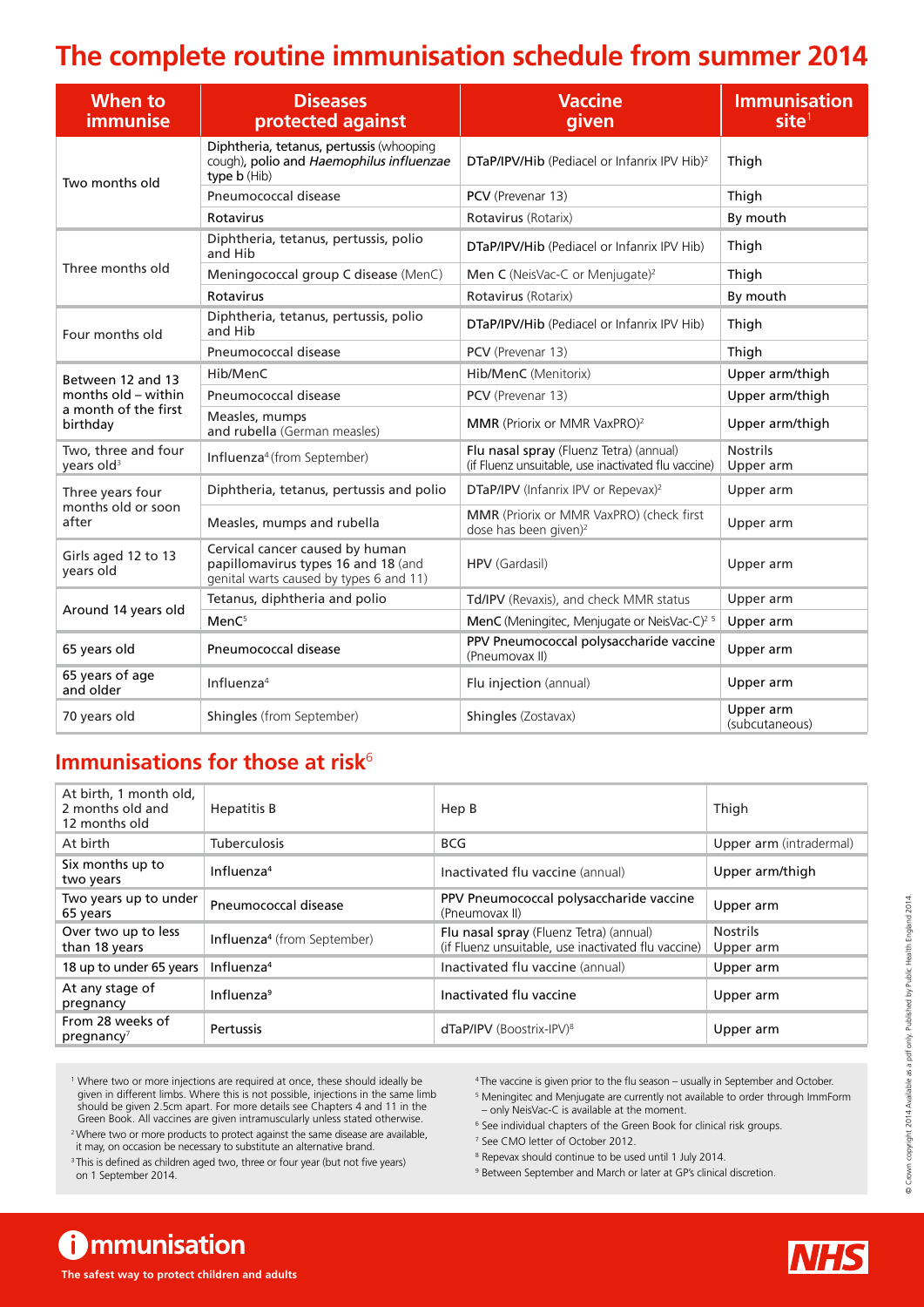# The complete routine immunisation schedule from summer 2014

| When to immunise | Diseases protected against | Vaccine given | Immunisation site[1] |
|---|---|---|---|
| Two months old | Diphtheria, tetanus, pertussis (whooping cough), polio and *Haemophilus influenzae* type b (Hib) | **DTaP/IPV/Hib** (Pediacel or Infanrix IPV Hib)[2] | Thigh |
| | Pneumococcal disease | **PCV** (Prevenar 13) | Thigh |
| | Rotavirus | **Rotavirus** (Rotarix) | By mouth |
| Three months old | Diphtheria, tetanus, pertussis, polio and Hib | **DTaP/IPV/Hib** (Pediacel or Infanrix IPV Hib) | Thigh |
| | Meningococcal group C disease (MenC) | **Men C** (NeisVac-C or Menjugate)[2] | Thigh |
| | Rotavirus | **Rotavirus** (Rotarix) | By mouth |
| Four months old | Diphtheria, tetanus, pertussis, polio and Hib | **DTaP/IPV/Hib** (Pediacel or Infanrix IPV Hib) | Thigh |
| | Pneumococcal disease | **PCV** (Prevenar 13) | Thigh |
| Between 12 and 13 months old – within a month of the first birthday | Hib/MenC | **Hib/MenC** (Menitorix) | Upper arm/thigh |
| | Pneumococcal disease | **PCV** (Prevenar 13) | Upper arm/thigh |
| | Measles, mumps and rubella (German measles) | **MMR** (Priorix or MMR VaxPRO)[2] | Upper arm/thigh |
| Two, three and four years old[3] | Influenza[4] (from September) | **Flu nasal spray** (Fluenz Tetra) (annual) (if Fluenz unsuitable, use inactivated flu vaccine) | Nostrils Upper arm |
| Three years four months old or soon after | Diphtheria, tetanus, pertussis and polio | **DTaP/IPV** (Infanrix IPV or Repevax)[2] | Upper arm |
| | Measles, mumps and rubella | **MMR** (Priorix or MMR VaxPRO) (check first dose has been given)[2] | Upper arm |
| Girls aged 12 to 13 years old | Cervical cancer caused by human papillomavirus types 16 and 18 (and genital warts caused by types 6 and 11) | **HPV** (Gardasil) | Upper arm |
| Around 14 years old | Tetanus, diphtheria and polio | **Td/IPV** (Revaxis), and check MMR status | Upper arm |
| | MenC[5] | **MenC** (Meningitec, Menjugate or NeisVac-C)[2 5] | Upper arm |
| 65 years old | Pneumococcal disease | **PPV** Pneumococcal polysaccharide vaccine (Pneumovax II) | Upper arm |
| 65 years of age and older | Influenza[4] | **Flu injection** (annual) | Upper arm |
| 70 years old | Shingles (from September) | **Shingles** (Zostavax) | Upper arm (subcutaneous) |

## Immunisations for those at risk[6]

| | | | |
|---|---|---|---|
| At birth, 1 month old, 2 months old and 12 months old | Hepatitis B | Hep B | Thigh |
| At birth | Tuberculosis | BCG | Upper arm (intradermal) |
| Six months up to two years | Influenza[4] | Inactivated flu vaccine (annual) | Upper arm/thigh |
| Two years up to under 65 years | Pneumococcal disease | PPV Pneumococcal polysaccharide vaccine (Pneumovax II) | Upper arm |
| Over two up to less than 18 years | Influenza[4] (from September) | **Flu nasal spray** (Fluenz Tetra) (annual) (if Fluenz unsuitable, use inactivated flu vaccine) | Nostrils Upper arm |
| 18 up to under 65 years | Influenza[4] | Inactivated flu vaccine (annual) | Upper arm |
| At any stage of pregnancy | Influenza[9] | Inactivated flu vaccine | Upper arm |
| From 28 weeks of pregnancy[7] | Pertussis | dTaP/IPV (Boostrix-IPV)[8] | Upper arm |

[1] Where two or more injections are required at once, these should ideally be given in different limbs. Where this is not possible, injections in the same limb should be given 2.5cm apart. For more details see Chapters 4 and 11 in the Green Book. All vaccines are given intramuscularly unless stated otherwise.

[2] Where two or more products to protect against the same disease are available, it may, on occasion be necessary to substitute an alternative brand.

[3] This is defined as children aged two, three or four year (but not five years) on 1 September 2014.

[4] The vaccine is given prior to the flu season – usually in September and October.

[5] Meningitec and Menjugate are currently not available to order through ImmForm – only NeisVac-C is available at the moment.

[6] See individual chapters of the Green Book for clinical risk groups.

[7] See CMO letter of October 2012.

[8] Repevax should continue to be used until 1 July 2014.

[9] Between September and March or later at GP's clinical discretion.

© Crown copyright 2014 Available as a pdf only. Published by Public Health England 2014.

**immunisation**
The safest way to protect children and adults

NHS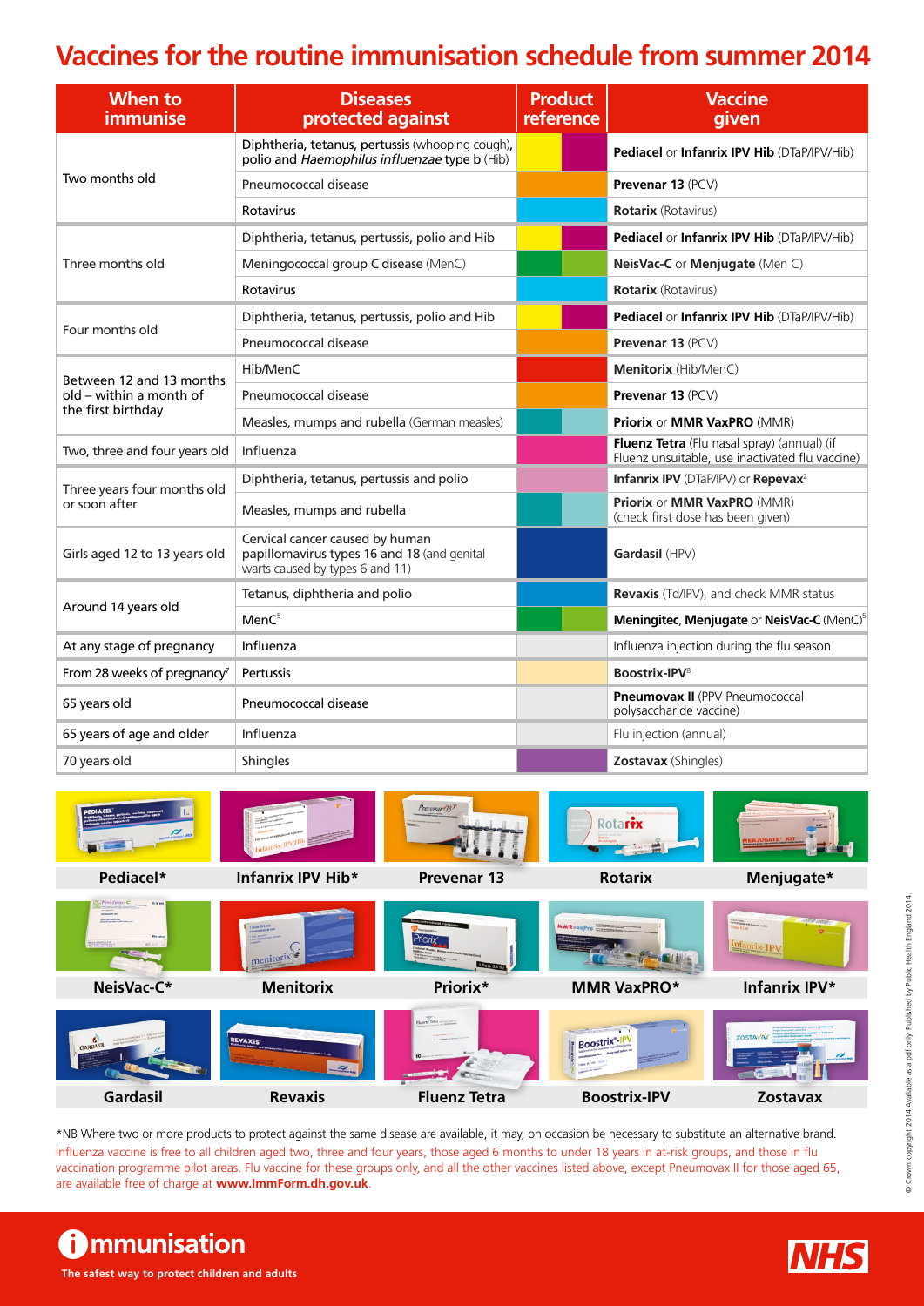# Vaccines for the routine immunisation schedule from summer 2014

| When to immunise | Diseases protected against | Product reference | Vaccine given |
|---|---|---|---|
| Two months old | Diphtheria, tetanus, pertussis (whooping cough), polio and *Haemophilus influenzae* type b (Hib) | | **Pediacel** or **Infanrix IPV Hib** (DTaP/IPV/Hib) |
| | Pneumococcal disease | | **Prevenar 13** (PCV) |
| | Rotavirus | | **Rotarix** (Rotavirus) |
| Three months old | Diphtheria, tetanus, pertussis, polio and Hib | | **Pediacel** or **Infanrix IPV Hib** (DTaP/IPV/Hib) |
| | Meningococcal group C disease (MenC) | | **NeisVac-C** or **Menjugate** (Men C) |
| | Rotavirus | | **Rotarix** (Rotavirus) |
| Four months old | Diphtheria, tetanus, pertussis, polio and Hib | | **Pediacel** or **Infanrix IPV Hib** (DTaP/IPV/Hib) |
| | Pneumococcal disease | | **Prevenar 13** (PCV) |
| Between 12 and 13 months old – within a month of the first birthday | Hib/MenC | | **Menitorix** (Hib/MenC) |
| | Pneumococcal disease | | **Prevenar 13** (PCV) |
| | Measles, mumps and rubella (German measles) | | **Priorix** or **MMR VaxPRO** (MMR) |
| Two, three and four years old | Influenza | | **Fluenz Tetra** (Flu nasal spray) (annual) (if Fluenz unsuitable, use inactivated flu vaccine) |
| Three years four months old or soon after | Diphtheria, tetanus, pertussis and polio | | **Infanrix IPV** (DTaP/IPV) or **Repevax**[2] |
| | Measles, mumps and rubella | | **Priorix** or **MMR VaxPRO** (MMR) (check first dose has been given) |
| Girls aged 12 to 13 years old | Cervical cancer caused by human papillomavirus types 16 and 18 (and genital warts caused by types 6 and 11) | | **Gardasil** (HPV) |
| Around 14 years old | Tetanus, diphtheria and polio | | **Revaxis** (Td/IPV), and check MMR status |
| | MenC[5] | | **Meningitec**, **Menjugate** or **NeisVac-C** (MenC)[5] |
| At any stage of pregnancy | Influenza | | Influenza injection during the flu season |
| From 28 weeks of pregnancy[7] | Pertussis | | **Boostrix-IPV**[8] |
| 65 years old | Pneumococcal disease | | **Pneumovax II** (PPV Pneumococcal polysaccharide vaccine) |
| 65 years of age and older | Influenza | | Flu injection (annual) |
| 70 years old | Shingles | | **Zostavax** (Shingles) |

**Pediacel*** | **Infanrix IPV Hib*** | **Prevenar 13** | **Rotarix** | **Menjugate***

**NeisVac-C*** | **Menitorix** | **Priorix*** | **MMR VaxPRO*** | **Infanrix IPV***

**Gardasil** | **Revaxis** | **Fluenz Tetra** | **Boostrix-IPV** | **Zostavax**

*NB Where two or more products to protect against the same disease are available, it may, on occasion be necessary to substitute an alternative brand.

Influenza vaccine is free to all children aged two, three and four years, those aged 6 months to under 18 years in at-risk groups, and those in flu vaccination programme pilot areas. Flu vaccine for these groups only, and all the other vaccines listed above, except Pneumovax II for those aged 65, are available free of charge at **www.ImmForm.dh.gov.uk**.

© Crown copyright 2014 Available as a pdf only. Published by Public Health England 2014.

**Immunisation**

**The safest way to protect children and adults**

NHS